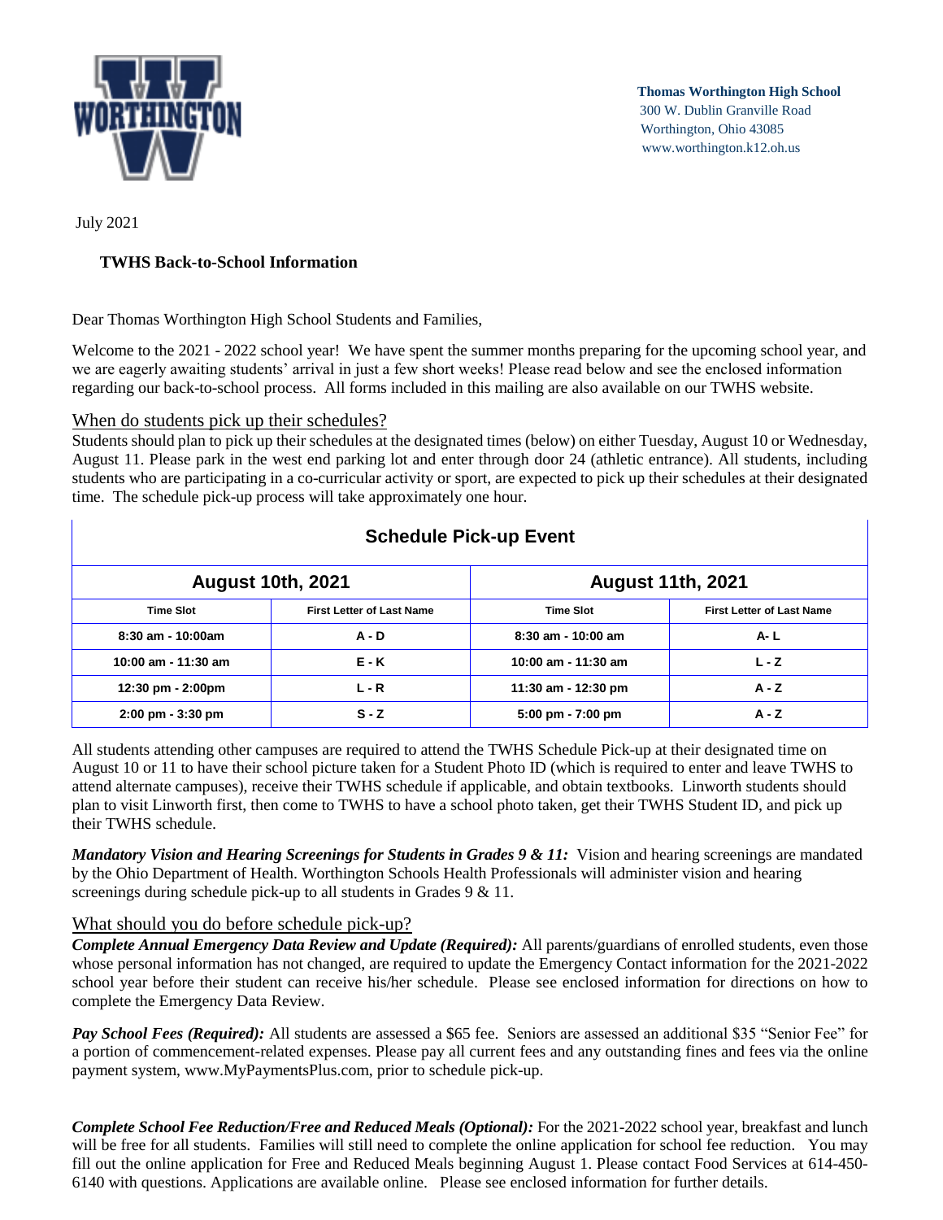**Thomas Worthington High School**
300 W. Dublin Granville Road
Worthington, Ohio 43085
www.worthington.k12.oh.us

July 2021

**TWHS Back-to-School Information**

Dear Thomas Worthington High School Students and Families,

Welcome to the 2021 - 2022 school year! We have spent the summer months preparing for the upcoming school year, and we are eagerly awaiting students' arrival in just a few short weeks! Please read below and see the enclosed information regarding our back-to-school process. All forms included in this mailing are also available on our TWHS website.

## When do students pick up their schedules?

Students should plan to pick up their schedules at the designated times (below) on either Tuesday, August 10 or Wednesday, August 11. Please park in the west end parking lot and enter through door 24 (athletic entrance). All students, including students who are participating in a co-curricular activity or sport, are expected to pick up their schedules at their designated time. The schedule pick-up process will take approximately one hour.

**Schedule Pick-up Event**

| August 10th, 2021 | | August 11th, 2021 | |
|---|---|---|---|
| **Time Slot** | **First Letter of Last Name** | **Time Slot** | **First Letter of Last Name** |
| 8:30 am - 10:00am | A - D | 8:30 am - 10:00 am | A- L |
| 10:00 am - 11:30 am | E - K | 10:00 am - 11:30 am | L - Z |
| 12:30 pm - 2:00pm | L - R | 11:30 am - 12:30 pm | A - Z |
| 2:00 pm - 3:30 pm | S - Z | 5:00 pm - 7:00 pm | A - Z |

All students attending other campuses are required to attend the TWHS Schedule Pick-up at their designated time on August 10 or 11 to have their school picture taken for a Student Photo ID (which is required to enter and leave TWHS to attend alternate campuses), receive their TWHS schedule if applicable, and obtain textbooks. Linworth students should plan to visit Linworth first, then come to TWHS to have a school photo taken, get their TWHS Student ID, and pick up their TWHS schedule.

***Mandatory Vision and Hearing Screenings for Students in Grades 9 & 11:*** Vision and hearing screenings are mandated by the Ohio Department of Health. Worthington Schools Health Professionals will administer vision and hearing screenings during schedule pick-up to all students in Grades 9 & 11.

## What should you do before schedule pick-up?

***Complete Annual Emergency Data Review and Update (Required):*** All parents/guardians of enrolled students, even those whose personal information has not changed, are required to update the Emergency Contact information for the 2021-2022 school year before their student can receive his/her schedule. Please see enclosed information for directions on how to complete the Emergency Data Review.

***Pay School Fees (Required):*** All students are assessed a $65 fee. Seniors are assessed an additional $35 "Senior Fee" for a portion of commencement-related expenses. Please pay all current fees and any outstanding fines and fees via the online payment system, www.MyPaymentsPlus.com, prior to schedule pick-up.

***Complete School Fee Reduction/Free and Reduced Meals (Optional):*** For the 2021-2022 school year, breakfast and lunch will be free for all students. Families will still need to complete the online application for school fee reduction. You may fill out the online application for Free and Reduced Meals beginning August 1. Please contact Food Services at 614-450-6140 with questions. Applications are available online. Please see enclosed information for further details.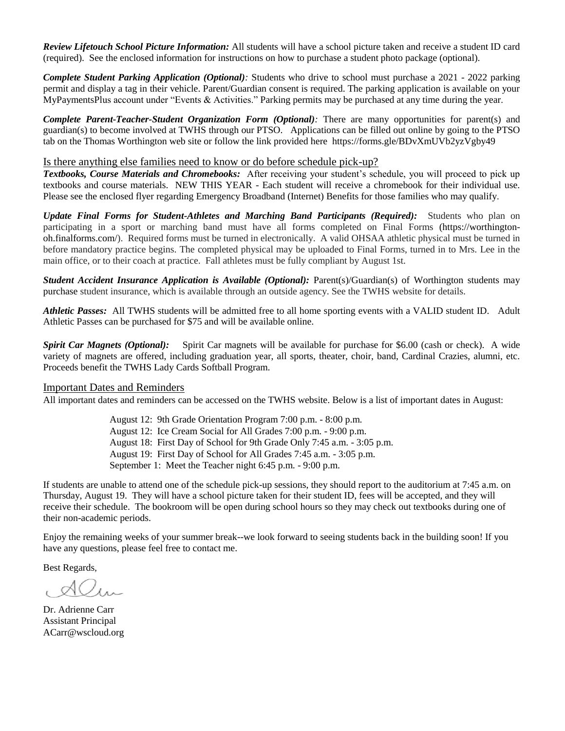***Review Lifetouch School Picture Information:*** All students will have a school picture taken and receive a student ID card (required). See the enclosed information for instructions on how to purchase a student photo package (optional).

***Complete Student Parking Application (Optional):*** Students who drive to school must purchase a 2021 - 2022 parking permit and display a tag in their vehicle. Parent/Guardian consent is required. The parking application is available on your MyPaymentsPlus account under "Events & Activities." Parking permits may be purchased at any time during the year.

***Complete Parent-Teacher-Student Organization Form (Optional):*** There are many opportunities for parent(s) and guardian(s) to become involved at TWHS through our PTSO. Applications can be filled out online by going to the PTSO tab on the Thomas Worthington web site or follow the link provided here https://forms.gle/BDvXmUVb2yzVgby49

## Is there anything else families need to know or do before schedule pick-up?

***Textbooks, Course Materials and Chromebooks:*** After receiving your student's schedule, you will proceed to pick up textbooks and course materials. NEW THIS YEAR - Each student will receive a chromebook for their individual use. Please see the enclosed flyer regarding Emergency Broadband (Internet) Benefits for those families who may qualify.

***Update Final Forms for Student-Athletes and Marching Band Participants (Required):*** Students who plan on participating in a sport or marching band must have all forms completed on Final Forms (https://worthington-oh.finalforms.com/). Required forms must be turned in electronically. A valid OHSAA athletic physical must be turned in before mandatory practice begins. The completed physical may be uploaded to Final Forms, turned in to Mrs. Lee in the main office, or to their coach at practice. Fall athletes must be fully compliant by August 1st.

***Student Accident Insurance Application is Available (Optional):*** Parent(s)/Guardian(s) of Worthington students may purchase student insurance, which is available through an outside agency. See the TWHS website for details.

***Athletic Passes:*** All TWHS students will be admitted free to all home sporting events with a VALID student ID. Adult Athletic Passes can be purchased for $75 and will be available online.

***Spirit Car Magnets (Optional):*** Spirit Car magnets will be available for purchase for $6.00 (cash or check). A wide variety of magnets are offered, including graduation year, all sports, theater, choir, band, Cardinal Crazies, alumni, etc. Proceeds benefit the TWHS Lady Cards Softball Program.

## Important Dates and Reminders

All important dates and reminders can be accessed on the TWHS website. Below is a list of important dates in August:

August 12: 9th Grade Orientation Program 7:00 p.m. - 8:00 p.m.
August 12: Ice Cream Social for All Grades 7:00 p.m. - 9:00 p.m.
August 18: First Day of School for 9th Grade Only 7:45 a.m. - 3:05 p.m.
August 19: First Day of School for All Grades 7:45 a.m. - 3:05 p.m.
September 1: Meet the Teacher night 6:45 p.m. - 9:00 p.m.

If students are unable to attend one of the schedule pick-up sessions, they should report to the auditorium at 7:45 a.m. on Thursday, August 19. They will have a school picture taken for their student ID, fees will be accepted, and they will receive their schedule. The bookroom will be open during school hours so they may check out textbooks during one of their non-academic periods.

Enjoy the remaining weeks of your summer break--we look forward to seeing students back in the building soon! If you have any questions, please feel free to contact me.

Best Regards,

Dr. Adrienne Carr
Assistant Principal
ACarr@wscloud.org